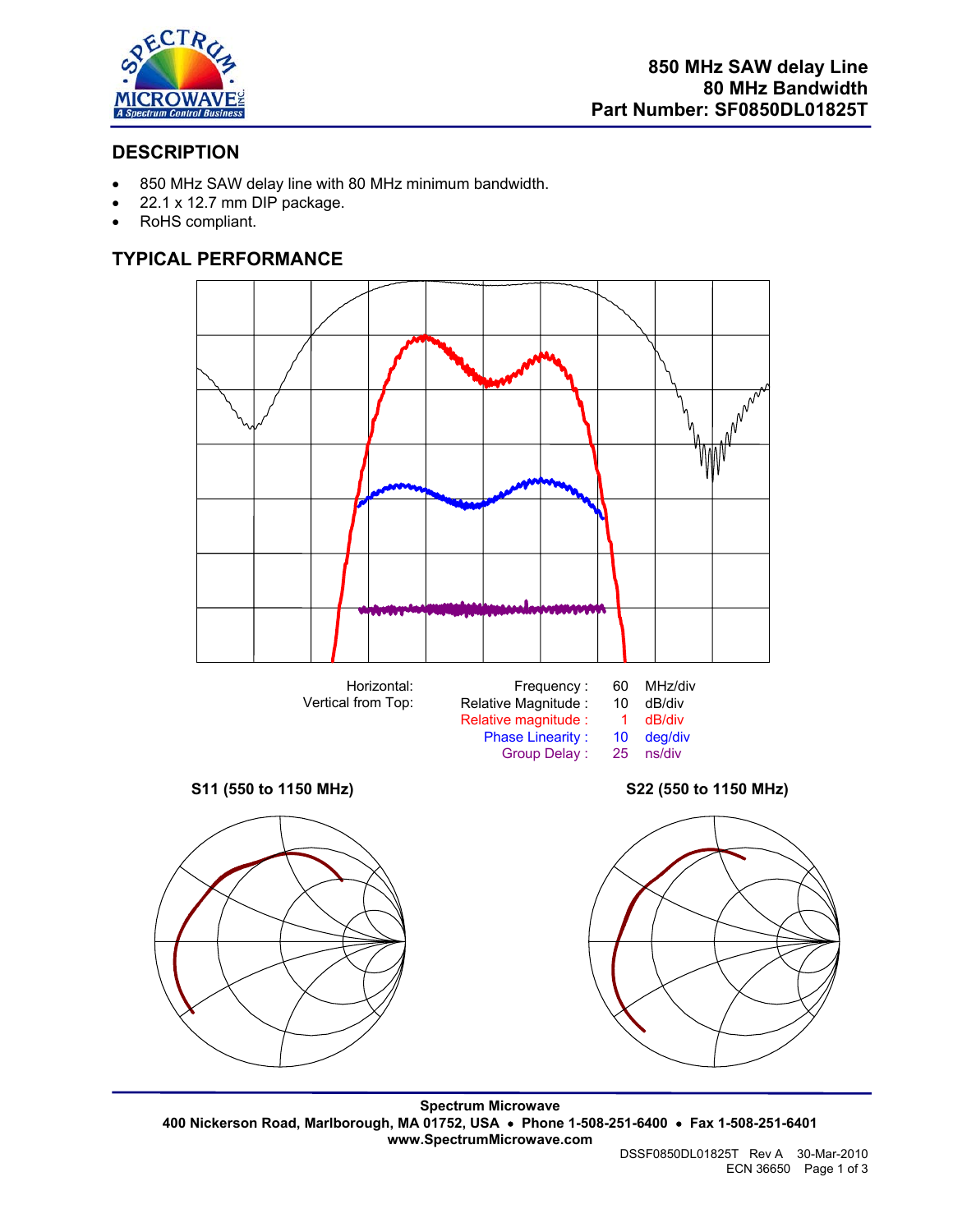**850 MHz SAW delay Line**
**80 MHz Bandwidth**
**Part Number: SF0850DL01825T**

## DESCRIPTION

- 850 MHz SAW delay line with 80 MHz minimum bandwidth.
- 22.1 x 12.7 mm DIP package.
- RoHS compliant.

## TYPICAL PERFORMANCE

| Horizontal: | Frequency : | 60 | MHz/div |
|---|---|---|---|
| Vertical from Top: | Relative Magnitude : | 10 | dB/div |
| | Relative magnitude : | 1 | dB/div |
| | Phase Linearity : | 10 | deg/div |
| | Group Delay : | 25 | ns/div |

**S11 (550 to 1150 MHz)**

**S22 (550 to 1150 MHz)**

**Spectrum Microwave**
**400 Nickerson Road, Marlborough, MA 01752, USA • Phone 1-508-251-6400 • Fax 1-508-251-6401**
**www.SpectrumMicrowave.com**

DSSF0850DL01825T Rev A 30-Mar-2010
ECN 36650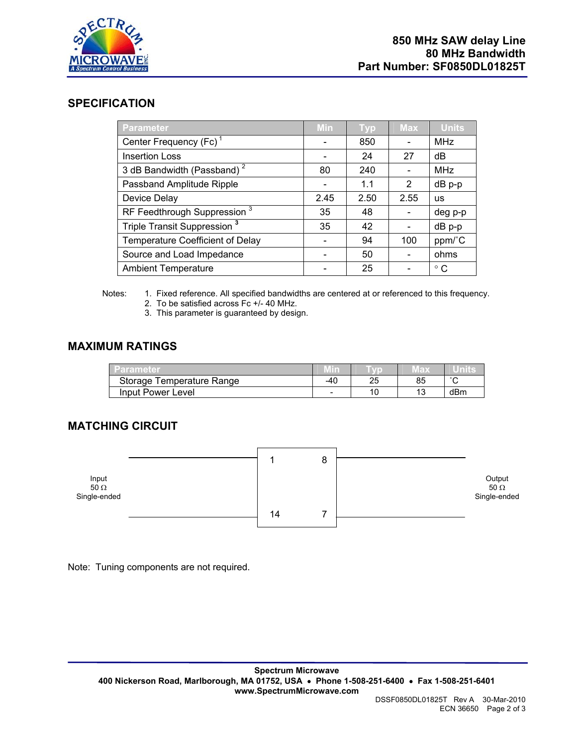850 MHz SAW delay Line
80 MHz Bandwidth
Part Number: SF0850DL01825T

## SPECIFICATION

| Parameter | Min | Typ | Max | Units |
|---|---|---|---|---|
| Center Frequency (Fc) [1] | - | 850 | - | MHz |
| Insertion Loss | - | 24 | 27 | dB |
| 3 dB Bandwidth (Passband) [2] | 80 | 240 | - | MHz |
| Passband Amplitude Ripple | - | 1.1 | 2 | dB p-p |
| Device Delay | 2.45 | 2.50 | 2.55 | us |
| RF Feedthrough Suppression [3] | 35 | 48 | - | deg p-p |
| Triple Transit Suppression [3] | 35 | 42 | - | dB p-p |
| Temperature Coefficient of Delay | - | 94 | 100 | ppm/˚C |
| Source and Load Impedance | - | 50 | - | ohms |
| Ambient Temperature | - | 25 | - | ° C |

Notes:
1. Fixed reference. All specified bandwidths are centered at or referenced to this frequency.
2. To be satisfied across Fc +/- 40 MHz.
3. This parameter is guaranteed by design.

## MAXIMUM RATINGS

| Parameter | Min | Typ | Max | Units |
|---|---|---|---|---|
| Storage Temperature Range | -40 | 25 | 85 | ˚C |
| Input Power Level | - | 10 | 13 | dBm |

## MATCHING CIRCUIT

Input 50 Ω Single-ended — pins 1, 14 | pins 8, 7 — Output 50 Ω Single-ended

Note: Tuning components are not required.

Spectrum Microwave
400 Nickerson Road, Marlborough, MA 01752, USA • Phone 1-508-251-6400 • Fax 1-508-251-6401
www.SpectrumMicrowave.com

DSSF0850DL01825T Rev A 30-Mar-2010
ECN 36650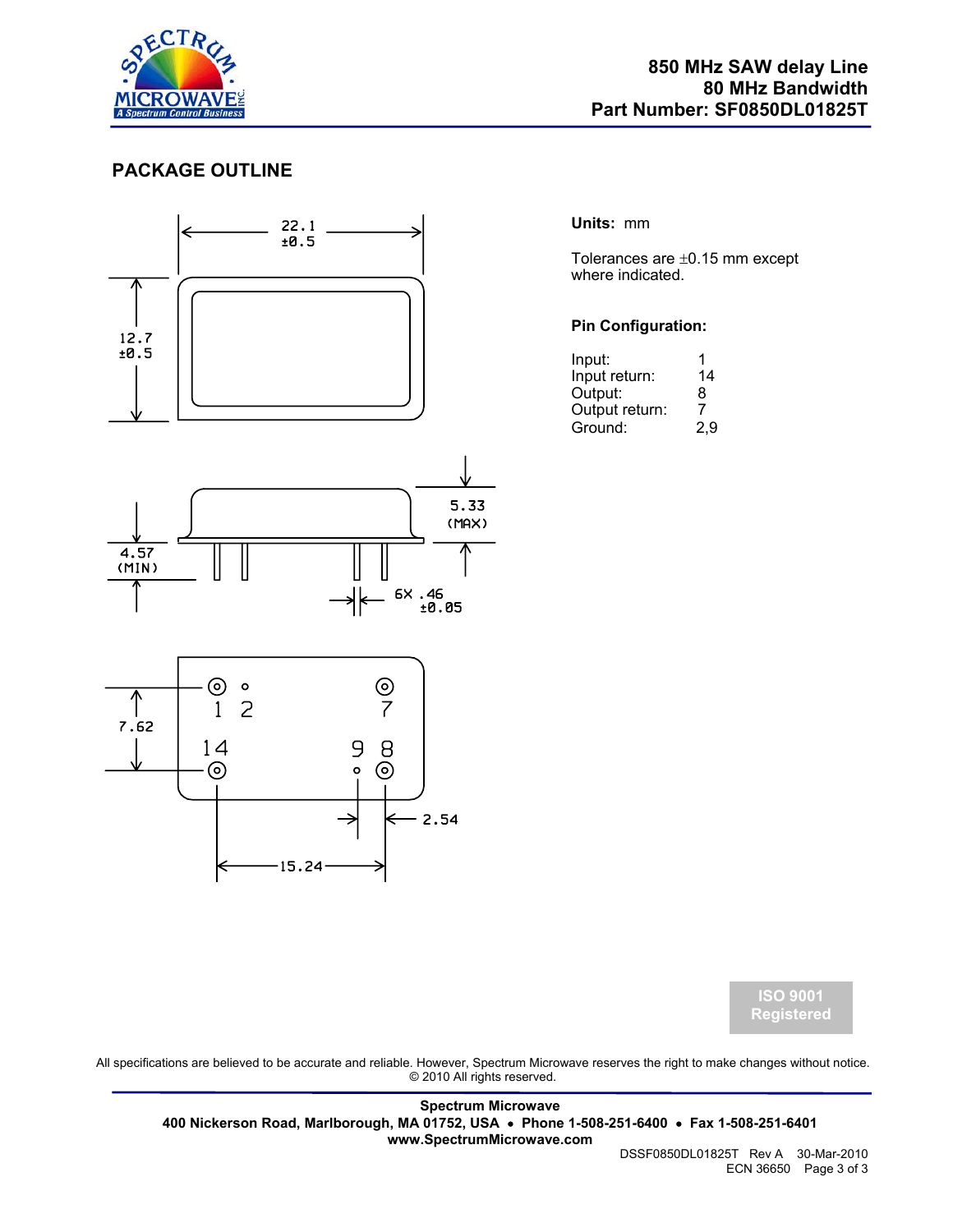**850 MHz SAW delay Line**
**80 MHz Bandwidth**
**Part Number: SF0850DL01825T**

## PACKAGE OUTLINE

22.1 ±0.5

12.7 ±0.5

5.33 (MAX)

4.57 (MIN)

6X .46 ±0.05

1 2 7

14 9 8

7.62

2.54

15.24

**Units:** mm

Tolerances are ±0.15 mm except where indicated.

**Pin Configuration:**

| | |
|---|---|
| Input: | 1 |
| Input return: | 14 |
| Output: | 8 |
| Output return: | 7 |
| Ground: | 2,9 |

ISO 9001 Registered

All specifications are believed to be accurate and reliable. However, Spectrum Microwave reserves the right to make changes without notice. © 2010 All rights reserved.

**Spectrum Microwave**
**400 Nickerson Road, Marlborough, MA 01752, USA • Phone 1-508-251-6400 • Fax 1-508-251-6401**
**www.SpectrumMicrowave.com**

DSSF0850DL01825T Rev A 30-Mar-2010
ECN 36650